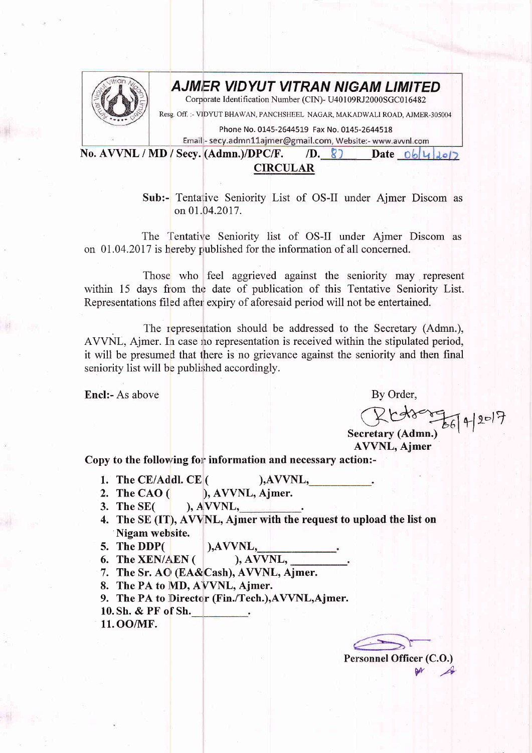# AJMER VIDYUT VITRAN NIGAM LIMITED

Corporate Identification Number (CIN)- U40109RJ2000SGC016482

Resg. Off. :- VIDYUT BHAWAN, PANCHSHEEL NAGAR, MAKADWALI ROAD, AJMER-305004

Phone No. 0145-2644519 Fax No. 0145-2644518

Email:- secy.admn11ajmer@gmail.com, Website:- www.avvnl.com

**No. AVVNL / MD / Secy. (Admn.)/DPC/F. /D.** 87 **Date** 06/4/2017

## CIRCULAR

**Sub:-** Tentative Seniority List of OS-II under Ajmer Discom as on 01.04.2017.

The Tentative Seniority list of OS-II under Ajmer Discom as on 01.04.2017 is hereby published for the information of all concerned.

Those who feel aggrieved against the seniority may represent within 15 days from the date of publication of this Tentative Seniority List. Representations filed after expiry of aforesaid period will not be entertained.

The representation should be addressed to the Secretary (Admn.), AVVNL, Ajmer. In case no representation is received within the stipulated period, it will be presumed that there is no grievance against the seniority and then final seniority list will be published accordingly.

**Encl:-** As above

By Order,

6/4/2017

**Secretary (Admn.)**
**AVVNL, Ajmer**

**Copy to the following for information and necessary action:-**

1. **The CE/Addl. CE ( ),AVVNL,\_\_\_\_\_\_\_\_\_\_.**
2. **The CAO ( ), AVVNL, Ajmer.**
3. **The SE( ), AVVNL,\_\_\_\_\_\_\_\_\_\_.**
4. **The SE (IT), AVVNL, Ajmer with the request to upload the list on Nigam website.**
5. **The DDP( ),AVVNL,\_\_\_\_\_\_\_\_\_\_.**
6. **The XEN/AEN ( ), AVVNL, \_\_\_\_\_\_\_\_\_\_.**
7. **The Sr. AO (EA&Cash), AVVNL, Ajmer.**
8. **The PA to MD, AVVNL, Ajmer.**
9. **The PA to Director (Fin./Tech.),AVVNL,Ajmer.**
10. **Sh. & PF of Sh.\_\_\_\_\_\_\_\_\_\_.**
11. **OO/MF.**

**Personnel Officer (C.O.)**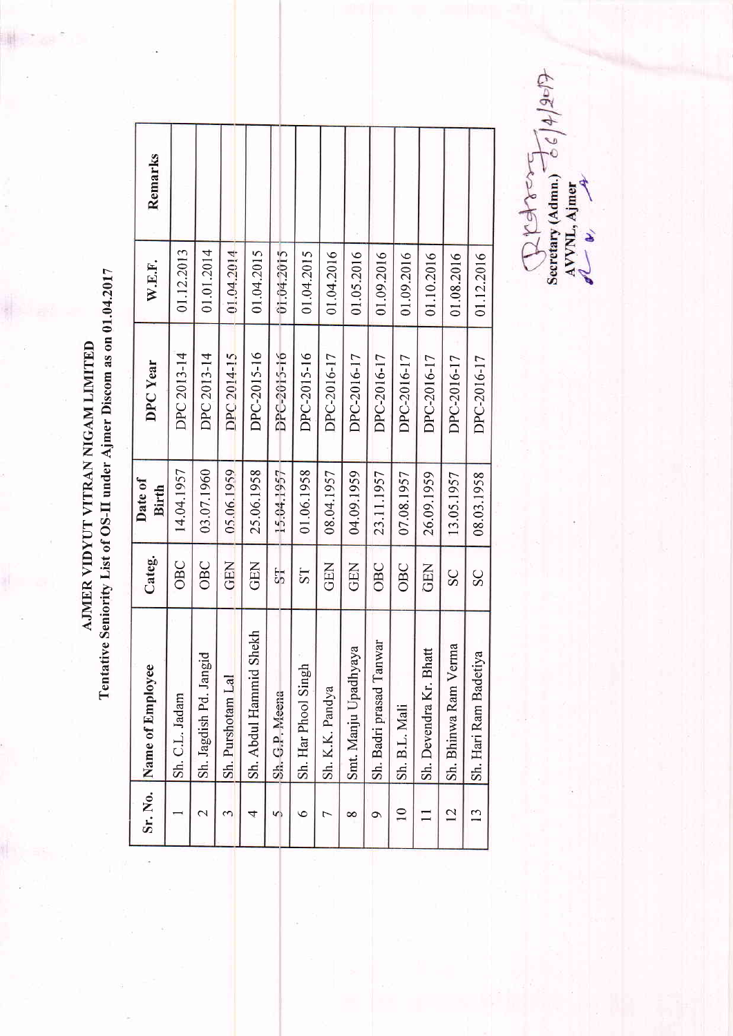# AJMER VIDYUT VITRAN NIGAM LIMITED

## Tentative Seniority List of OS-II under Ajmer Discom as on 01.04.2017

| Sr. No. | Name of Employee | Categ. | Date of Birth | DPC Year | W.E.F. | Remarks |
|---|---|---|---|---|---|---|
| 1 | Sh. C.L. Jadam | OBC | 14.04.1957 | DPC 2013-14 | 01.12.2013 | |
| 2 | Sh. Jagdish Pd. Jangid | OBC | 03.07.1960 | DPC 2013-14 | 01.01.2014 | |
| 3 | Sh. Purshotam Lal | GEN | 05.06.1959 | DPC 2014-15 | 01.04.2014 | |
| 4 | Sh. Abdul Hammid Shekh | GEN | 25.06.1958 | DPC-2015-16 | 01.04.2015 | |
| 5 | ~~Sh. G.P. Meena~~ | ~~ST~~ | ~~15.04.1957~~ | ~~DPC-2015-16~~ | ~~01.04.2015~~ | |
| 6 | Sh. Har Phool Singh | ST | 01.06.1958 | DPC-2015-16 | 01.04.2015 | |
| 7 | Sh. K.K. Pandya | GEN | 08.04.1957 | DPC-2016-17 | 01.04.2016 | |
| 8 | Smt. Manju Upadhyaya | GEN | 04.09.1959 | DPC-2016-17 | 01.05.2016 | |
| 9 | Sh. Badri prasad Tanwar | OBC | 23.11.1957 | DPC-2016-17 | 01.09.2016 | |
| 10 | Sh. B.L. Mali | OBC | 07.08.1957 | DPC-2016-17 | 01.09.2016 | |
| 11 | Sh. Devendra Kr. Bhatt | GEN | 26.09.1959 | DPC-2016-17 | 01.10.2016 | |
| 12 | Sh. Bhinwa Ram Verma | SC | 13.05.1957 | DPC-2016-17 | 01.08.2016 | |
| 13 | Sh. Hari Ram Badetiya | SC | 08.03.1958 | DPC-2016-17 | 01.12.2016 | |

06/4/2017

Secretary (Admn.)
AVVNL, Ajmer